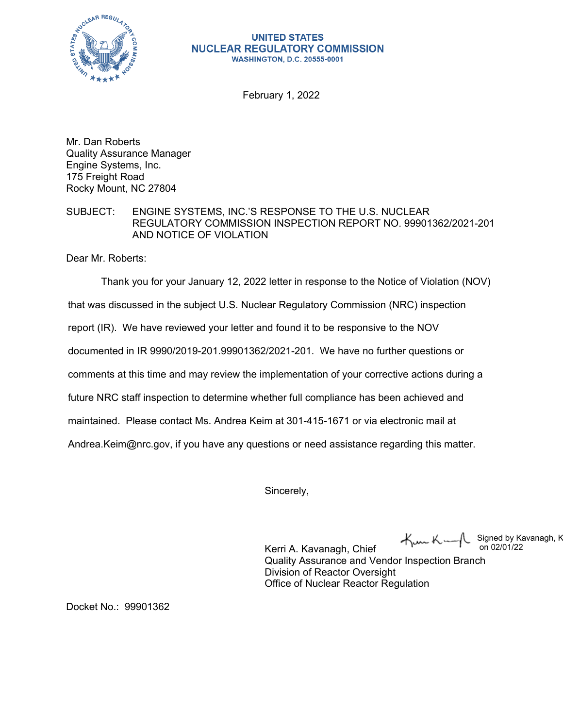UNITED STATES
NUCLEAR REGULATORY COMMISSION
WASHINGTON, D.C. 20555-0001

February 1, 2022

Mr. Dan Roberts
Quality Assurance Manager
Engine Systems, Inc.
175 Freight Road
Rocky Mount, NC 27804

SUBJECT: ENGINE SYSTEMS, INC.'S RESPONSE TO THE U.S. NUCLEAR REGULATORY COMMISSION INSPECTION REPORT NO. 99901362/2021-201 AND NOTICE OF VIOLATION

Dear Mr. Roberts:

Thank you for your January 12, 2022 letter in response to the Notice of Violation (NOV) that was discussed in the subject U.S. Nuclear Regulatory Commission (NRC) inspection report (IR). We have reviewed your letter and found it to be responsive to the NOV documented in IR 9990/2019-201.99901362/2021-201. We have no further questions or comments at this time and may review the implementation of your corrective actions during a future NRC staff inspection to determine whether full compliance has been achieved and maintained. Please contact Ms. Andrea Keim at 301-415-1671 or via electronic mail at Andrea.Keim@nrc.gov, if you have any questions or need assistance regarding this matter.

Sincerely,

Signed by Kavanagh, K on 02/01/22

Kerri A. Kavanagh, Chief
Quality Assurance and Vendor Inspection Branch
Division of Reactor Oversight
Office of Nuclear Reactor Regulation

Docket No.: 99901362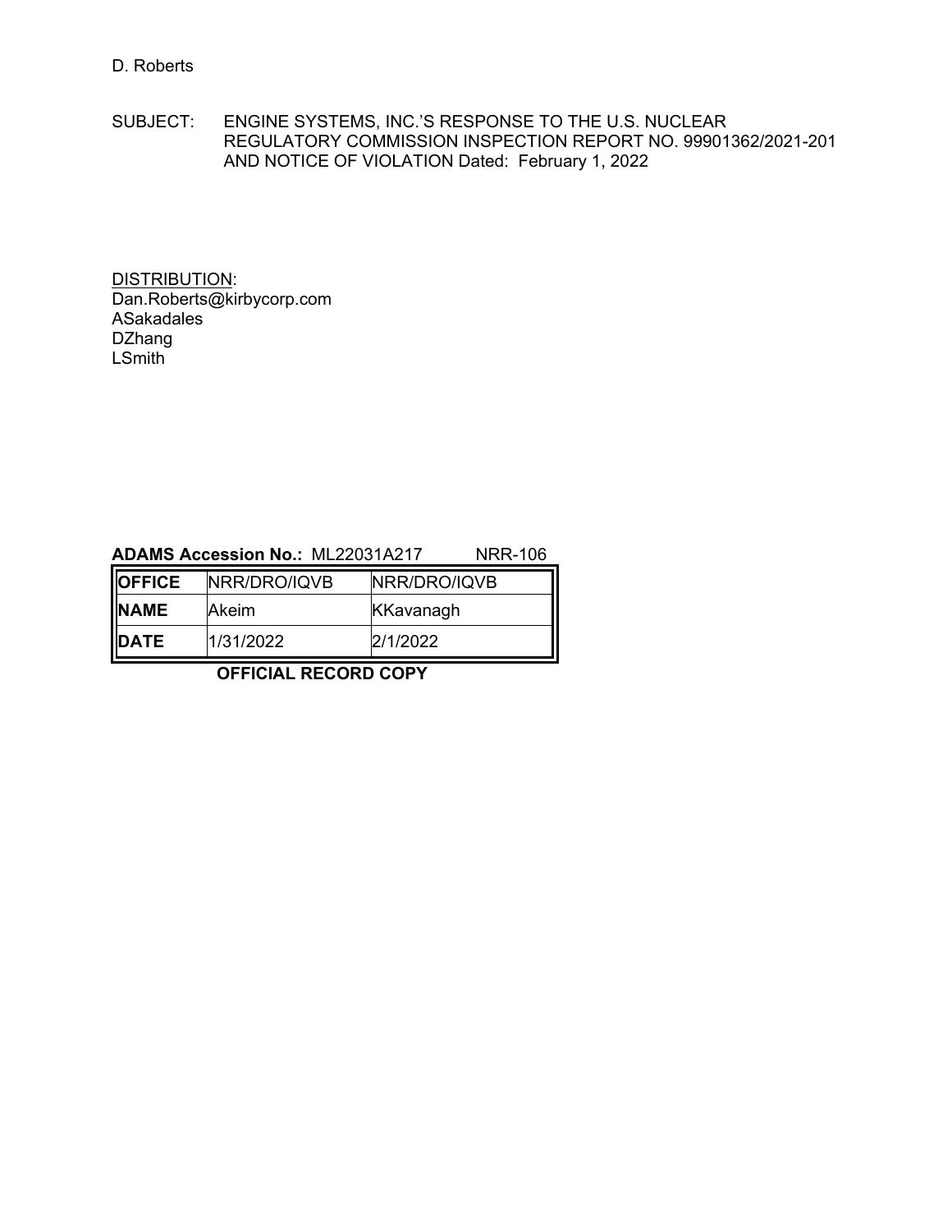D. Roberts

SUBJECT: ENGINE SYSTEMS, INC.'S RESPONSE TO THE U.S. NUCLEAR REGULATORY COMMISSION INSPECTION REPORT NO. 99901362/2021-201 AND NOTICE OF VIOLATION Dated: February 1, 2022

DISTRIBUTION:
Dan.Roberts@kirbycorp.com
ASakadales
DZhang
LSmith

**ADAMS Accession No.:** ML22031A217 NRR-106

| | | |
|---|---|---|
| **OFFICE** | NRR/DRO/IQVB | NRR/DRO/IQVB |
| **NAME** | Akeim | KKavanagh |
| **DATE** | 1/31/2022 | 2/1/2022 |

**OFFICIAL RECORD COPY**